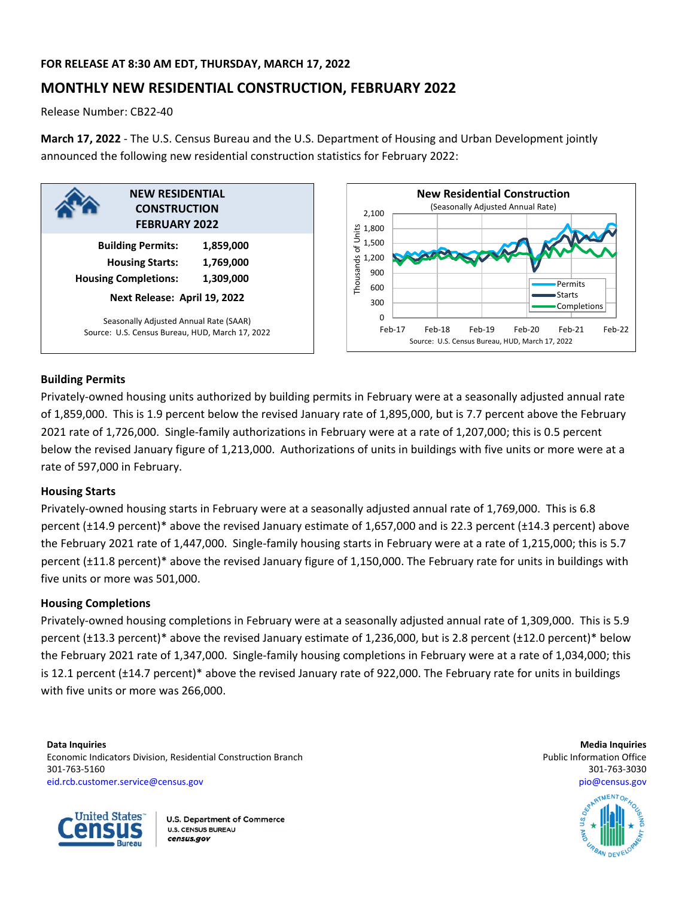**FOR RELEASE AT 8:30 AM EDT, THURSDAY, MARCH 17, 2022**

# MONTHLY NEW RESIDENTIAL CONSTRUCTION, FEBRUARY 2022

Release Number: CB22-40

**March 17, 2022** - The U.S. Census Bureau and the U.S. Department of Housing and Urban Development jointly announced the following new residential construction statistics for February 2022:

| NEW RESIDENTIAL CONSTRUCTION FEBRUARY 2022 | |
|---|---|
| **Building Permits:** | **1,859,000** |
| **Housing Starts:** | **1,769,000** |
| **Housing Completions:** | **1,309,000** |

**Next Release: April 19, 2022**

Seasonally Adjusted Annual Rate (SAAR)
Source: U.S. Census Bureau, HUD, March 17, 2022

**New Residential Construction**
(Seasonally Adjusted Annual Rate)

Source: U.S. Census Bureau, HUD, March 17, 2022

## Building Permits

Privately-owned housing units authorized by building permits in February were at a seasonally adjusted annual rate of 1,859,000. This is 1.9 percent below the revised January rate of 1,895,000, but is 7.7 percent above the February 2021 rate of 1,726,000. Single-family authorizations in February were at a rate of 1,207,000; this is 0.5 percent below the revised January figure of 1,213,000. Authorizations of units in buildings with five units or more were at a rate of 597,000 in February.

## Housing Starts

Privately-owned housing starts in February were at a seasonally adjusted annual rate of 1,769,000. This is 6.8 percent (±14.9 percent)* above the revised January estimate of 1,657,000 and is 22.3 percent (±14.3 percent) above the February 2021 rate of 1,447,000. Single-family housing starts in February were at a rate of 1,215,000; this is 5.7 percent (±11.8 percent)* above the revised January figure of 1,150,000. The February rate for units in buildings with five units or more was 501,000.

## Housing Completions

Privately-owned housing completions in February were at a seasonally adjusted annual rate of 1,309,000. This is 5.9 percent (±13.3 percent)* above the revised January estimate of 1,236,000, but is 2.8 percent (±12.0 percent)* below the February 2021 rate of 1,347,000. Single-family housing completions in February were at a rate of 1,034,000; this is 12.1 percent (±14.7 percent)* above the revised January rate of 922,000. The February rate for units in buildings with five units or more was 266,000.

**Data Inquiries**
Economic Indicators Division, Residential Construction Branch
301-763-5160
eid.rcb.customer.service@census.gov

**Media Inquiries**
Public Information Office
301-763-3030
pio@census.gov

U.S. Department of Commerce
U.S. CENSUS BUREAU
census.gov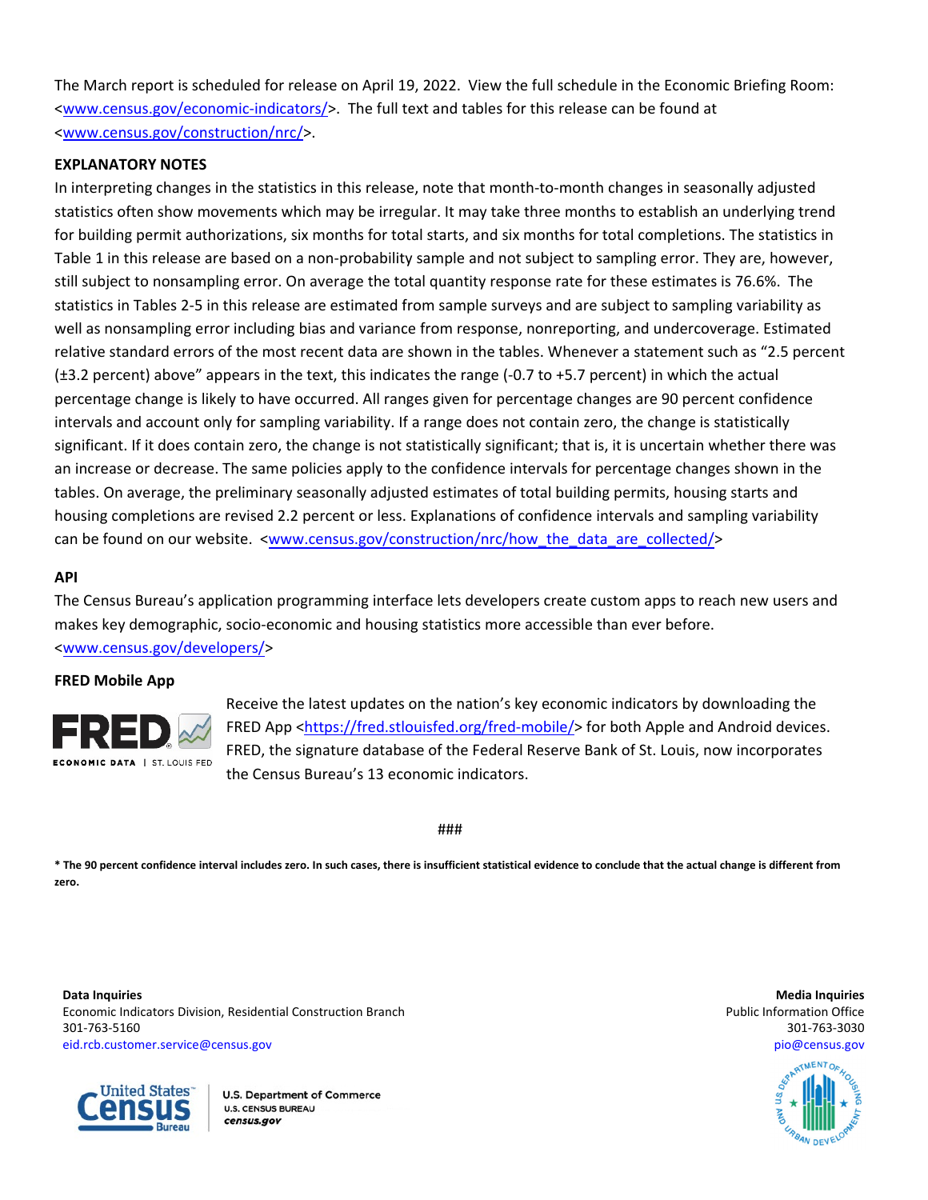The March report is scheduled for release on April 19, 2022. View the full schedule in the Economic Briefing Room: <www.census.gov/economic-indicators/>. The full text and tables for this release can be found at <www.census.gov/construction/nrc/>.

**EXPLANATORY NOTES**

In interpreting changes in the statistics in this release, note that month-to-month changes in seasonally adjusted statistics often show movements which may be irregular. It may take three months to establish an underlying trend for building permit authorizations, six months for total starts, and six months for total completions. The statistics in Table 1 in this release are based on a non-probability sample and not subject to sampling error. They are, however, still subject to nonsampling error. On average the total quantity response rate for these estimates is 76.6%. The statistics in Tables 2-5 in this release are estimated from sample surveys and are subject to sampling variability as well as nonsampling error including bias and variance from response, nonreporting, and undercoverage. Estimated relative standard errors of the most recent data are shown in the tables. Whenever a statement such as "2.5 percent (±3.2 percent) above" appears in the text, this indicates the range (-0.7 to +5.7 percent) in which the actual percentage change is likely to have occurred. All ranges given for percentage changes are 90 percent confidence intervals and account only for sampling variability. If a range does not contain zero, the change is statistically significant. If it does contain zero, the change is not statistically significant; that is, it is uncertain whether there was an increase or decrease. The same policies apply to the confidence intervals for percentage changes shown in the tables. On average, the preliminary seasonally adjusted estimates of total building permits, housing starts and housing completions are revised 2.2 percent or less. Explanations of confidence intervals and sampling variability can be found on our website. <www.census.gov/construction/nrc/how_the_data_are_collected/>

**API**

The Census Bureau's application programming interface lets developers create custom apps to reach new users and makes key demographic, socio-economic and housing statistics more accessible than ever before. <www.census.gov/developers/>

**FRED Mobile App**

Receive the latest updates on the nation's key economic indicators by downloading the FRED App <https://fred.stlouisfed.org/fred-mobile/> for both Apple and Android devices. FRED, the signature database of the Federal Reserve Bank of St. Louis, now incorporates the Census Bureau's 13 economic indicators.

###

**\* The 90 percent confidence interval includes zero. In such cases, there is insufficient statistical evidence to conclude that the actual change is different from zero.**

**Data Inquiries**
Economic Indicators Division, Residential Construction Branch
301-763-5160
eid.rcb.customer.service@census.gov

**Media Inquiries**
Public Information Office
301-763-3030
pio@census.gov

U.S. Department of Commerce
U.S. CENSUS BUREAU
census.gov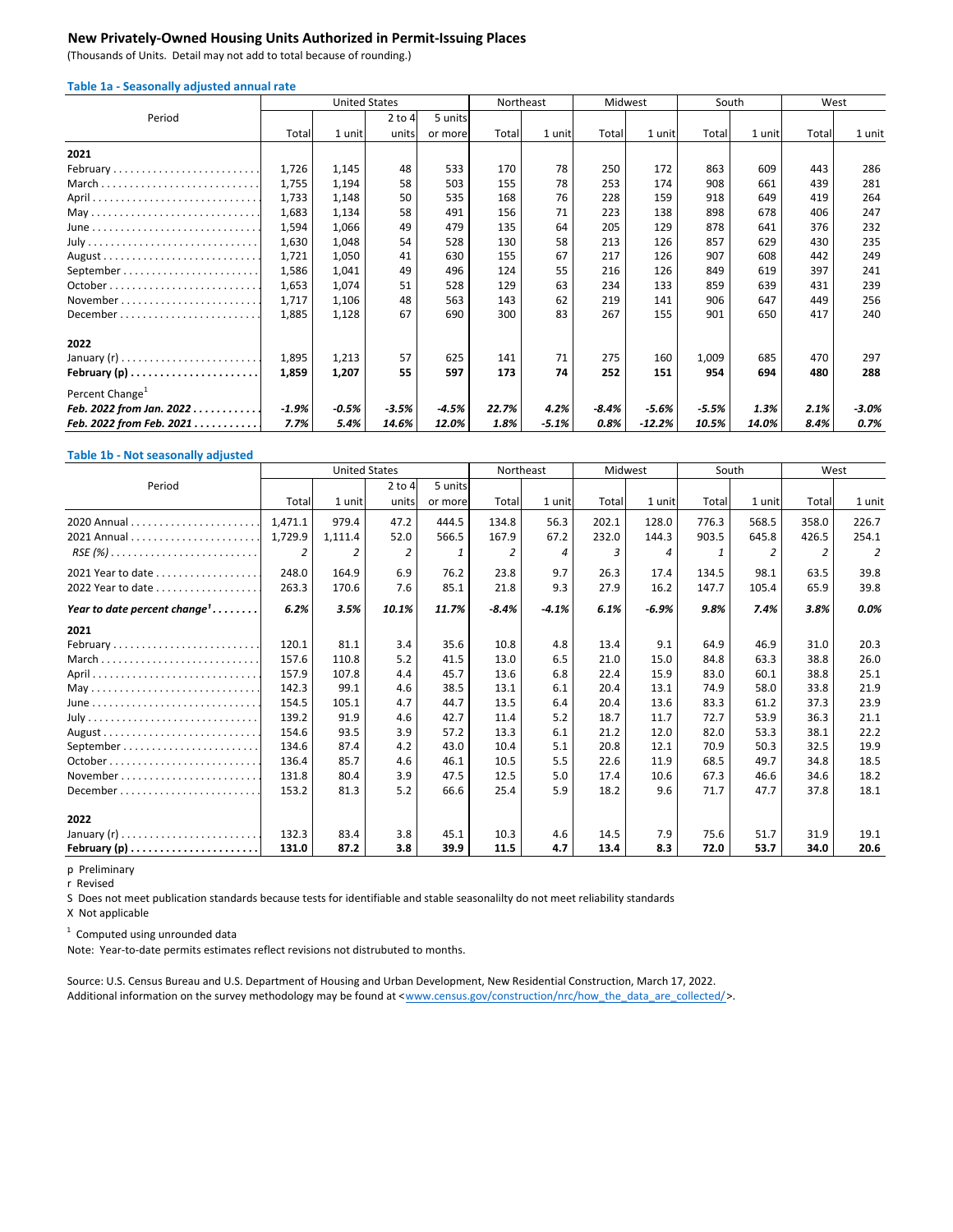## New Privately-Owned Housing Units Authorized in Permit-Issuing Places

(Thousands of Units. Detail may not add to total because of rounding.)

### Table 1a - Seasonally adjusted annual rate

| Period | United States | | | | Northeast | | Midwest | | South | | West | |
|---|---|---|---|---|---|---|---|---|---|---|---|---|
| | Total | 1 unit | 2 to 4 units | 5 units or more | Total | 1 unit | Total | 1 unit | Total | 1 unit | Total | 1 unit |
| **2021** | | | | | | | | | | | | |
| February | 1,726 | 1,145 | 48 | 533 | 170 | 78 | 250 | 172 | 863 | 609 | 443 | 286 |
| March | 1,755 | 1,194 | 58 | 503 | 155 | 78 | 253 | 174 | 908 | 661 | 439 | 281 |
| April | 1,733 | 1,148 | 50 | 535 | 168 | 76 | 228 | 159 | 918 | 649 | 419 | 264 |
| May | 1,683 | 1,134 | 58 | 491 | 156 | 71 | 223 | 138 | 898 | 678 | 406 | 247 |
| June | 1,594 | 1,066 | 49 | 479 | 135 | 64 | 205 | 129 | 878 | 641 | 376 | 232 |
| July | 1,630 | 1,048 | 54 | 528 | 130 | 58 | 213 | 126 | 857 | 629 | 430 | 235 |
| August | 1,721 | 1,050 | 41 | 630 | 155 | 67 | 217 | 126 | 907 | 608 | 442 | 249 |
| September | 1,586 | 1,041 | 49 | 496 | 124 | 55 | 216 | 126 | 849 | 619 | 397 | 241 |
| October | 1,653 | 1,074 | 51 | 528 | 129 | 63 | 234 | 133 | 859 | 639 | 431 | 239 |
| November | 1,717 | 1,106 | 48 | 563 | 143 | 62 | 219 | 141 | 906 | 647 | 449 | 256 |
| December | 1,885 | 1,128 | 67 | 690 | 300 | 83 | 267 | 155 | 901 | 650 | 417 | 240 |
| **2022** | | | | | | | | | | | | |
| January (r) | 1,895 | 1,213 | 57 | 625 | 141 | 71 | 275 | 160 | 1,009 | 685 | 470 | 297 |
| **February (p)** | **1,859** | **1,207** | **55** | **597** | **173** | **74** | **252** | **151** | **954** | **694** | **480** | **288** |
| Percent Change[1] | | | | | | | | | | | | |
| ***Feb. 2022 from Jan. 2022*** | *-1.9%* | *-0.5%* | *-3.5%* | *-4.5%* | *22.7%* | *4.2%* | *-8.4%* | *-5.6%* | *-5.5%* | *1.3%* | *2.1%* | *-3.0%* |
| ***Feb. 2022 from Feb. 2021*** | *7.7%* | *5.4%* | *14.6%* | *12.0%* | *1.8%* | *-5.1%* | *0.8%* | *-12.2%* | *10.5%* | *14.0%* | *8.4%* | *0.7%* |

### Table 1b - Not seasonally adjusted

| Period | United States | | | | Northeast | | Midwest | | South | | West | |
|---|---|---|---|---|---|---|---|---|---|---|---|---|
| | Total | 1 unit | 2 to 4 units | 5 units or more | Total | 1 unit | Total | 1 unit | Total | 1 unit | Total | 1 unit |
| 2020 Annual | 1,471.1 | 979.4 | 47.2 | 444.5 | 134.8 | 56.3 | 202.1 | 128.0 | 776.3 | 568.5 | 358.0 | 226.7 |
| 2021 Annual | 1,729.9 | 1,111.4 | 52.0 | 566.5 | 167.9 | 67.2 | 232.0 | 144.3 | 903.5 | 645.8 | 426.5 | 254.1 |
| *RSE (%)* | *2* | *2* | *2* | *1* | *2* | *4* | *3* | *4* | *1* | *2* | *2* | *2* |
| 2021 Year to date | 248.0 | 164.9 | 6.9 | 76.2 | 23.8 | 9.7 | 26.3 | 17.4 | 134.5 | 98.1 | 63.5 | 39.8 |
| 2022 Year to date | 263.3 | 170.6 | 7.6 | 85.1 | 21.8 | 9.3 | 27.9 | 16.2 | 147.7 | 105.4 | 65.9 | 39.8 |
| ***Year to date percent change[1]*** | ***6.2%*** | ***3.5%*** | ***10.1%*** | ***11.7%*** | ***-8.4%*** | ***-4.1%*** | ***6.1%*** | ***-6.9%*** | ***9.8%*** | ***7.4%*** | ***3.8%*** | ***0.0%*** |
| **2021** | | | | | | | | | | | | |
| February | 120.1 | 81.1 | 3.4 | 35.6 | 10.8 | 4.8 | 13.4 | 9.1 | 64.9 | 46.9 | 31.0 | 20.3 |
| March | 157.6 | 110.8 | 5.2 | 41.5 | 13.0 | 6.5 | 21.0 | 15.0 | 84.8 | 63.3 | 38.8 | 26.0 |
| April | 157.9 | 107.8 | 4.4 | 45.7 | 13.6 | 6.8 | 22.4 | 15.9 | 83.0 | 60.1 | 38.8 | 25.1 |
| May | 142.3 | 99.1 | 4.6 | 38.5 | 13.1 | 6.1 | 20.4 | 13.1 | 74.9 | 58.0 | 33.8 | 21.9 |
| June | 154.5 | 105.1 | 4.7 | 44.7 | 13.5 | 6.4 | 20.4 | 13.6 | 83.3 | 61.2 | 37.3 | 23.9 |
| July | 139.2 | 91.9 | 4.6 | 42.7 | 11.4 | 5.2 | 18.7 | 11.7 | 72.7 | 53.9 | 36.3 | 21.1 |
| August | 154.6 | 93.5 | 3.9 | 57.2 | 13.3 | 6.1 | 21.2 | 12.0 | 82.0 | 53.3 | 38.1 | 22.2 |
| September | 134.6 | 87.4 | 4.2 | 43.0 | 10.4 | 5.1 | 20.8 | 12.1 | 70.9 | 50.3 | 32.5 | 19.9 |
| October | 136.4 | 85.7 | 4.6 | 46.1 | 10.5 | 5.5 | 22.6 | 11.9 | 68.5 | 49.7 | 34.8 | 18.5 |
| November | 131.8 | 80.4 | 3.9 | 47.5 | 12.5 | 5.0 | 17.4 | 10.6 | 67.3 | 46.6 | 34.6 | 18.2 |
| December | 153.2 | 81.3 | 5.2 | 66.6 | 25.4 | 5.9 | 18.2 | 9.6 | 71.7 | 47.7 | 37.8 | 18.1 |
| **2022** | | | | | | | | | | | | |
| January (r) | 132.3 | 83.4 | 3.8 | 45.1 | 10.3 | 4.6 | 14.5 | 7.9 | 75.6 | 51.7 | 31.9 | 19.1 |
| **February (p)** | **131.0** | **87.2** | **3.8** | **39.9** | **11.5** | **4.7** | **13.4** | **8.3** | **72.0** | **53.7** | **34.0** | **20.6** |

p Preliminary
r Revised
S Does not meet publication standards because tests for identifiable and stable seasonalilty do not meet reliability standards
X Not applicable

[1] Computed using unrounded data

Note: Year-to-date permits estimates reflect revisions not distrubuted to months.

Source: U.S. Census Bureau and U.S. Department of Housing and Urban Development, New Residential Construction, March 17, 2022.
Additional information on the survey methodology may be found at <www.census.gov/construction/nrc/how_the_data_are_collected/>.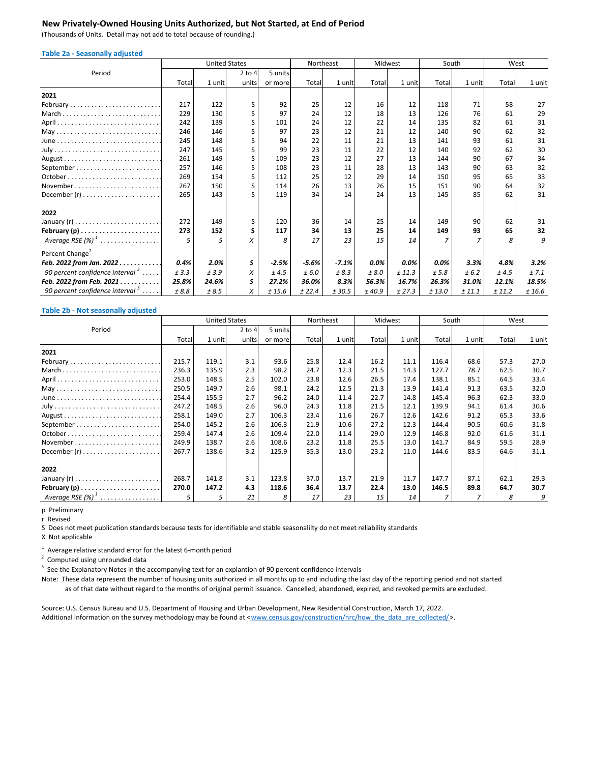## New Privately-Owned Housing Units Authorized, but Not Started, at End of Period

(Thousands of Units. Detail may not add to total because of rounding.)

### Table 2a - Seasonally adjusted

| Period | United States | | | | Northeast | | Midwest | | South | | West | |
|---|---|---|---|---|---|---|---|---|---|---|---|---|
| | Total | 1 unit | 2 to 4 units | 5 units or more | Total | 1 unit | Total | 1 unit | Total | 1 unit | Total | 1 unit |
| **2021** | | | | | | | | | | | | |
| February | 217 | 122 | S | 92 | 25 | 12 | 16 | 12 | 118 | 71 | 58 | 27 |
| March | 229 | 130 | S | 97 | 24 | 12 | 18 | 13 | 126 | 76 | 61 | 29 |
| April | 242 | 139 | S | 101 | 24 | 12 | 22 | 14 | 135 | 82 | 61 | 31 |
| May | 246 | 146 | S | 97 | 23 | 12 | 21 | 12 | 140 | 90 | 62 | 32 |
| June | 245 | 148 | S | 94 | 22 | 11 | 21 | 13 | 141 | 93 | 61 | 31 |
| July | 247 | 145 | S | 99 | 23 | 11 | 22 | 12 | 140 | 92 | 62 | 30 |
| August | 261 | 149 | S | 109 | 23 | 12 | 27 | 13 | 144 | 90 | 67 | 34 |
| September | 257 | 146 | S | 108 | 23 | 11 | 28 | 13 | 143 | 90 | 63 | 32 |
| October | 269 | 154 | S | 112 | 25 | 12 | 29 | 14 | 150 | 95 | 65 | 33 |
| November | 267 | 150 | S | 114 | 26 | 13 | 26 | 15 | 151 | 90 | 64 | 32 |
| December (r) | 265 | 143 | S | 119 | 34 | 14 | 24 | 13 | 145 | 85 | 62 | 31 |
| **2022** | | | | | | | | | | | | |
| January (r) | 272 | 149 | S | 120 | 36 | 14 | 25 | 14 | 149 | 90 | 62 | 31 |
| **February (p)** | **273** | **152** | **S** | **117** | **34** | **13** | **25** | **14** | **149** | **93** | **65** | **32** |
| *Average RSE (%)* [1] | *5* | *5* | *X* | *8* | *17* | *23* | *15* | *14* | *7* | *7* | *8* | *9* |
| Percent Change[2] | | | | | | | | | | | | |
| ***Feb. 2022 from Jan. 2022*** | ***0.4%*** | ***2.0%*** | ***S*** | ***-2.5%*** | ***-5.6%*** | ***-7.1%*** | ***0.0%*** | ***0.0%*** | ***0.0%*** | ***3.3%*** | ***4.8%*** | ***3.2%*** |
| *90 percent confidence interval* [3] | *± 3.3* | *± 3.9* | *X* | *± 4.5* | *± 6.0* | *± 8.3* | *± 8.0* | *± 11.3* | *± 5.8* | *± 6.2* | *± 4.5* | *± 7.1* |
| ***Feb. 2022 from Feb. 2021*** | ***25.8%*** | ***24.6%*** | ***S*** | ***27.2%*** | ***36.0%*** | ***8.3%*** | ***56.3%*** | ***16.7%*** | ***26.3%*** | ***31.0%*** | ***12.1%*** | ***18.5%*** |
| *90 percent confidence interval* [3] | *± 8.8* | *± 8.5* | *X* | *± 15.6* | *± 22.4* | *± 30.5* | *± 40.9* | *± 27.3* | *± 13.0* | *± 11.1* | *± 11.2* | *± 16.6* |

### Table 2b - Not seasonally adjusted

| Period | United States | | | | Northeast | | Midwest | | South | | West | |
|---|---|---|---|---|---|---|---|---|---|---|---|---|
| | Total | 1 unit | 2 to 4 units | 5 units or more | Total | 1 unit | Total | 1 unit | Total | 1 unit | Total | 1 unit |
| **2021** | | | | | | | | | | | | |
| February | 215.7 | 119.1 | 3.1 | 93.6 | 25.8 | 12.4 | 16.2 | 11.1 | 116.4 | 68.6 | 57.3 | 27.0 |
| March | 236.3 | 135.9 | 2.3 | 98.2 | 24.7 | 12.3 | 21.5 | 14.3 | 127.7 | 78.7 | 62.5 | 30.7 |
| April | 253.0 | 148.5 | 2.5 | 102.0 | 23.8 | 12.6 | 26.5 | 17.4 | 138.1 | 85.1 | 64.5 | 33.4 |
| May | 250.5 | 149.7 | 2.6 | 98.1 | 24.2 | 12.5 | 21.3 | 13.9 | 141.4 | 91.3 | 63.5 | 32.0 |
| June | 254.4 | 155.5 | 2.7 | 96.2 | 24.0 | 11.4 | 22.7 | 14.8 | 145.4 | 96.3 | 62.3 | 33.0 |
| July | 247.2 | 148.5 | 2.6 | 96.0 | 24.3 | 11.8 | 21.5 | 12.1 | 139.9 | 94.1 | 61.4 | 30.6 |
| August | 258.1 | 149.0 | 2.7 | 106.3 | 23.4 | 11.6 | 26.7 | 12.6 | 142.6 | 91.2 | 65.3 | 33.6 |
| September | 254.0 | 145.2 | 2.6 | 106.3 | 21.9 | 10.6 | 27.2 | 12.3 | 144.4 | 90.5 | 60.6 | 31.8 |
| October | 259.4 | 147.4 | 2.6 | 109.4 | 22.0 | 11.4 | 29.0 | 12.9 | 146.8 | 92.0 | 61.6 | 31.1 |
| November | 249.9 | 138.7 | 2.6 | 108.6 | 23.2 | 11.8 | 25.5 | 13.0 | 141.7 | 84.9 | 59.5 | 28.9 |
| December (r) | 267.7 | 138.6 | 3.2 | 125.9 | 35.3 | 13.0 | 23.2 | 11.0 | 144.6 | 83.5 | 64.6 | 31.1 |
| **2022** | | | | | | | | | | | | |
| January (r) | 268.7 | 141.8 | 3.1 | 123.8 | 37.0 | 13.7 | 21.9 | 11.7 | 147.7 | 87.1 | 62.1 | 29.3 |
| **February (p)** | **270.0** | **147.2** | **4.3** | **118.6** | **36.4** | **13.7** | **22.4** | **13.0** | **146.5** | **89.8** | **64.7** | **30.7** |
| *Average RSE (%)* [1] | *5* | *5* | *21* | *8* | *17* | *23* | *15* | *14* | *7* | *7* | *8* | *9* |

p Preliminary

r Revised

S Does not meet publication standards because tests for identifiable and stable seasonalilty do not meet reliability standards

X Not applicable

[1] Average relative standard error for the latest 6-month period

[2] Computed using unrounded data

[3] See the Explanatory Notes in the accompanying text for an explantion of 90 percent confidence intervals

Note: These data represent the number of housing units authorized in all months up to and including the last day of the reporting period and not started as of that date without regard to the months of original permit issuance. Cancelled, abandoned, expired, and revoked permits are excluded.

Source: U.S. Census Bureau and U.S. Department of Housing and Urban Development, New Residential Construction, March 17, 2022.
Additional information on the survey methodology may be found at <www.census.gov/construction/nrc/how_the_data_are_collected/>.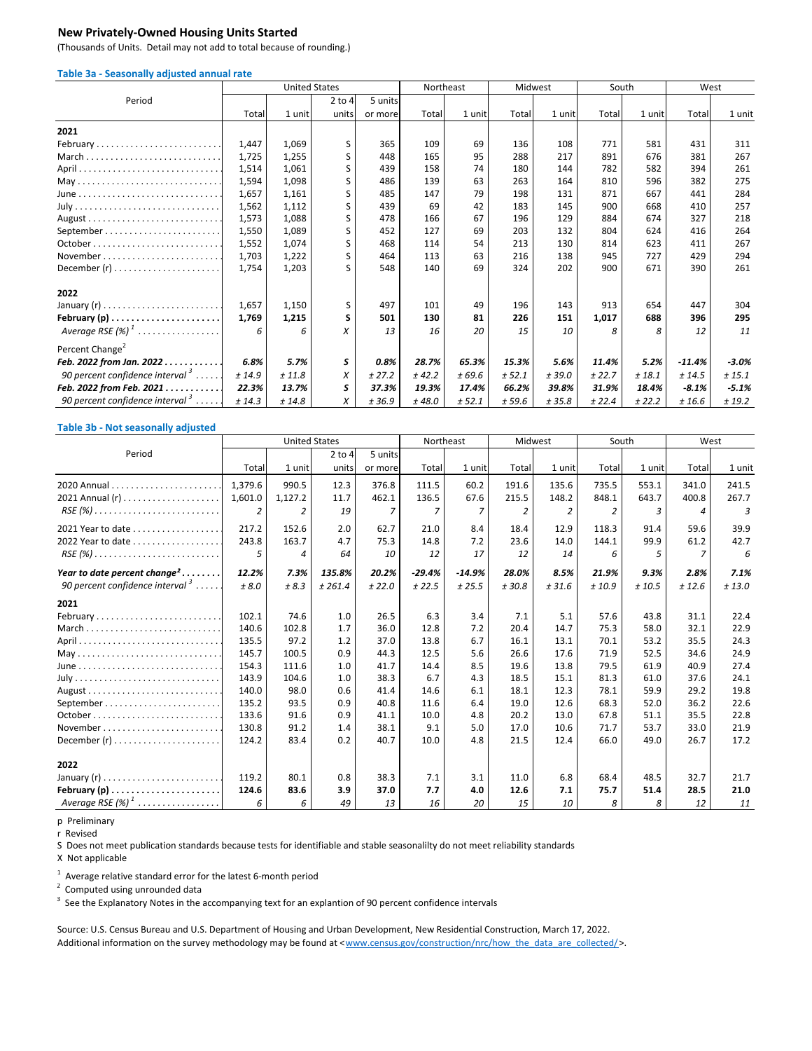## New Privately-Owned Housing Units Started

(Thousands of Units. Detail may not add to total because of rounding.)

### Table 3a - Seasonally adjusted annual rate

| Period | United States | | | | Northeast | | Midwest | | South | | West | |
|---|---|---|---|---|---|---|---|---|---|---|---|---|
| | Total | 1 unit | 2 to 4 units | 5 units or more | Total | 1 unit | Total | 1 unit | Total | 1 unit | Total | 1 unit |
| **2021** | | | | | | | | | | | | |
| February | 1,447 | 1,069 | S | 365 | 109 | 69 | 136 | 108 | 771 | 581 | 431 | 311 |
| March | 1,725 | 1,255 | S | 448 | 165 | 95 | 288 | 217 | 891 | 676 | 381 | 267 |
| April | 1,514 | 1,061 | S | 439 | 158 | 74 | 180 | 144 | 782 | 582 | 394 | 261 |
| May | 1,594 | 1,098 | S | 486 | 139 | 63 | 263 | 164 | 810 | 596 | 382 | 275 |
| June | 1,657 | 1,161 | S | 485 | 147 | 79 | 198 | 131 | 871 | 667 | 441 | 284 |
| July | 1,562 | 1,112 | S | 439 | 69 | 42 | 183 | 145 | 900 | 668 | 410 | 257 |
| August | 1,573 | 1,088 | S | 478 | 166 | 67 | 196 | 129 | 884 | 674 | 327 | 218 |
| September | 1,550 | 1,089 | S | 452 | 127 | 69 | 203 | 132 | 804 | 624 | 416 | 264 |
| October | 1,552 | 1,074 | S | 468 | 114 | 54 | 213 | 130 | 814 | 623 | 411 | 267 |
| November | 1,703 | 1,222 | S | 464 | 113 | 63 | 216 | 138 | 945 | 727 | 429 | 294 |
| December (r) | 1,754 | 1,203 | S | 548 | 140 | 69 | 324 | 202 | 900 | 671 | 390 | 261 |
| **2022** | | | | | | | | | | | | |
| January (r) | 1,657 | 1,150 | S | 497 | 101 | 49 | 196 | 143 | 913 | 654 | 447 | 304 |
| **February (p)** | **1,769** | **1,215** | **S** | **501** | **130** | **81** | **226** | **151** | **1,017** | **688** | **396** | **295** |
| *Average RSE (%)* [1] | *6* | *6* | *X* | *13* | *16* | *20* | *15* | *10* | *8* | *8* | *12* | *11* |
| Percent Change[2] | | | | | | | | | | | | |
| ***Feb. 2022 from Jan. 2022*** | ***6.8%*** | ***5.7%*** | ***S*** | ***0.8%*** | ***28.7%*** | ***65.3%*** | ***15.3%*** | ***5.6%*** | ***11.4%*** | ***5.2%*** | ***-11.4%*** | ***-3.0%*** |
| *90 percent confidence interval* [3] | *± 14.9* | *± 11.8* | *X* | *± 27.2* | *± 42.2* | *± 69.6* | *± 52.1* | *± 39.0* | *± 22.7* | *± 18.1* | *± 14.5* | *± 15.1* |
| ***Feb. 2022 from Feb. 2021*** | ***22.3%*** | ***13.7%*** | ***S*** | ***37.3%*** | ***19.3%*** | ***17.4%*** | ***66.2%*** | ***39.8%*** | ***31.9%*** | ***18.4%*** | ***-8.1%*** | ***-5.1%*** |
| *90 percent confidence interval* [3] | *± 14.3* | *± 14.8* | *X* | *± 36.9* | *± 48.0* | *± 52.1* | *± 59.6* | *± 35.8* | *± 22.4* | *± 22.2* | *± 16.6* | *± 19.2* |

### Table 3b - Not seasonally adjusted

| Period | United States | | | | Northeast | | Midwest | | South | | West | |
|---|---|---|---|---|---|---|---|---|---|---|---|---|
| | Total | 1 unit | 2 to 4 units | 5 units or more | Total | 1 unit | Total | 1 unit | Total | 1 unit | Total | 1 unit |
| 2020 Annual | 1,379.6 | 990.5 | 12.3 | 376.8 | 111.5 | 60.2 | 191.6 | 135.6 | 735.5 | 553.1 | 341.0 | 241.5 |
| 2021 Annual (r) | 1,601.0 | 1,127.2 | 11.7 | 462.1 | 136.5 | 67.6 | 215.5 | 148.2 | 848.1 | 643.7 | 400.8 | 267.7 |
| *RSE (%)* | *2* | *2* | *19* | *7* | *7* | *7* | *2* | *2* | *2* | *3* | *4* | *3* |
| 2021 Year to date | 217.2 | 152.6 | 2.0 | 62.7 | 21.0 | 8.4 | 18.4 | 12.9 | 118.3 | 91.4 | 59.6 | 39.9 |
| 2022 Year to date | 243.8 | 163.7 | 4.7 | 75.3 | 14.8 | 7.2 | 23.6 | 14.0 | 144.1 | 99.9 | 61.2 | 42.7 |
| *RSE (%)* | *5* | *4* | *64* | *10* | *12* | *17* | *12* | *14* | *6* | *5* | *7* | *6* |
| ***Year to date percent change***[2] | ***12.2%*** | ***7.3%*** | ***135.8%*** | ***20.2%*** | ***-29.4%*** | ***-14.9%*** | ***28.0%*** | ***8.5%*** | ***21.9%*** | ***9.3%*** | ***2.8%*** | ***7.1%*** |
| *90 percent confidence interval* [3] | *± 8.0* | *± 8.3* | *± 261.4* | *± 22.0* | *± 22.5* | *± 25.5* | *± 30.8* | *± 31.6* | *± 10.9* | *± 10.5* | *± 12.6* | *± 13.0* |
| **2021** | | | | | | | | | | | | |
| February | 102.1 | 74.6 | 1.0 | 26.5 | 6.3 | 3.4 | 7.1 | 5.1 | 57.6 | 43.8 | 31.1 | 22.4 |
| March | 140.6 | 102.8 | 1.7 | 36.0 | 12.8 | 7.2 | 20.4 | 14.7 | 75.3 | 58.0 | 32.1 | 22.9 |
| April | 135.5 | 97.2 | 1.2 | 37.0 | 13.8 | 6.7 | 16.1 | 13.1 | 70.1 | 53.2 | 35.5 | 24.3 |
| May | 145.7 | 100.5 | 0.9 | 44.3 | 12.5 | 5.6 | 26.6 | 17.6 | 71.9 | 52.5 | 34.6 | 24.9 |
| June | 154.3 | 111.6 | 1.0 | 41.7 | 14.4 | 8.5 | 19.6 | 13.8 | 79.5 | 61.9 | 40.9 | 27.4 |
| July | 143.9 | 104.6 | 1.0 | 38.3 | 6.7 | 4.3 | 18.5 | 15.1 | 81.3 | 61.0 | 37.6 | 24.1 |
| August | 140.0 | 98.0 | 0.6 | 41.4 | 14.6 | 6.1 | 18.1 | 12.3 | 78.1 | 59.9 | 29.2 | 19.8 |
| September | 135.2 | 93.5 | 0.9 | 40.8 | 11.6 | 6.4 | 19.0 | 12.6 | 68.3 | 52.0 | 36.2 | 22.6 |
| October | 133.6 | 91.6 | 0.9 | 41.1 | 10.0 | 4.8 | 20.2 | 13.0 | 67.8 | 51.1 | 35.5 | 22.8 |
| November | 130.8 | 91.2 | 1.4 | 38.1 | 9.1 | 5.0 | 17.0 | 10.6 | 71.7 | 53.7 | 33.0 | 21.9 |
| December (r) | 124.2 | 83.4 | 0.2 | 40.7 | 10.0 | 4.8 | 21.5 | 12.4 | 66.0 | 49.0 | 26.7 | 17.2 |
| **2022** | | | | | | | | | | | | |
| January (r) | 119.2 | 80.1 | 0.8 | 38.3 | 7.1 | 3.1 | 11.0 | 6.8 | 68.4 | 48.5 | 32.7 | 21.7 |
| **February (p)** | **124.6** | **83.6** | **3.9** | **37.0** | **7.7** | **4.0** | **12.6** | **7.1** | **75.7** | **51.4** | **28.5** | **21.0** |
| *Average RSE (%)* [1] | *6* | *6* | *49* | *13* | *16* | *20* | *15* | *10* | *8* | *8* | *12* | *11* |

p Preliminary
r Revised
S Does not meet publication standards because tests for identifiable and stable seasonalilty do not meet reliability standards
X Not applicable

[1] Average relative standard error for the latest 6-month period
[2] Computed using unrounded data
[3] See the Explanatory Notes in the accompanying text for an explantion of 90 percent confidence intervals

Source: U.S. Census Bureau and U.S. Department of Housing and Urban Development, New Residential Construction, March 17, 2022.
Additional information on the survey methodology may be found at <www.census.gov/construction/nrc/how_the_data_are_collected/>.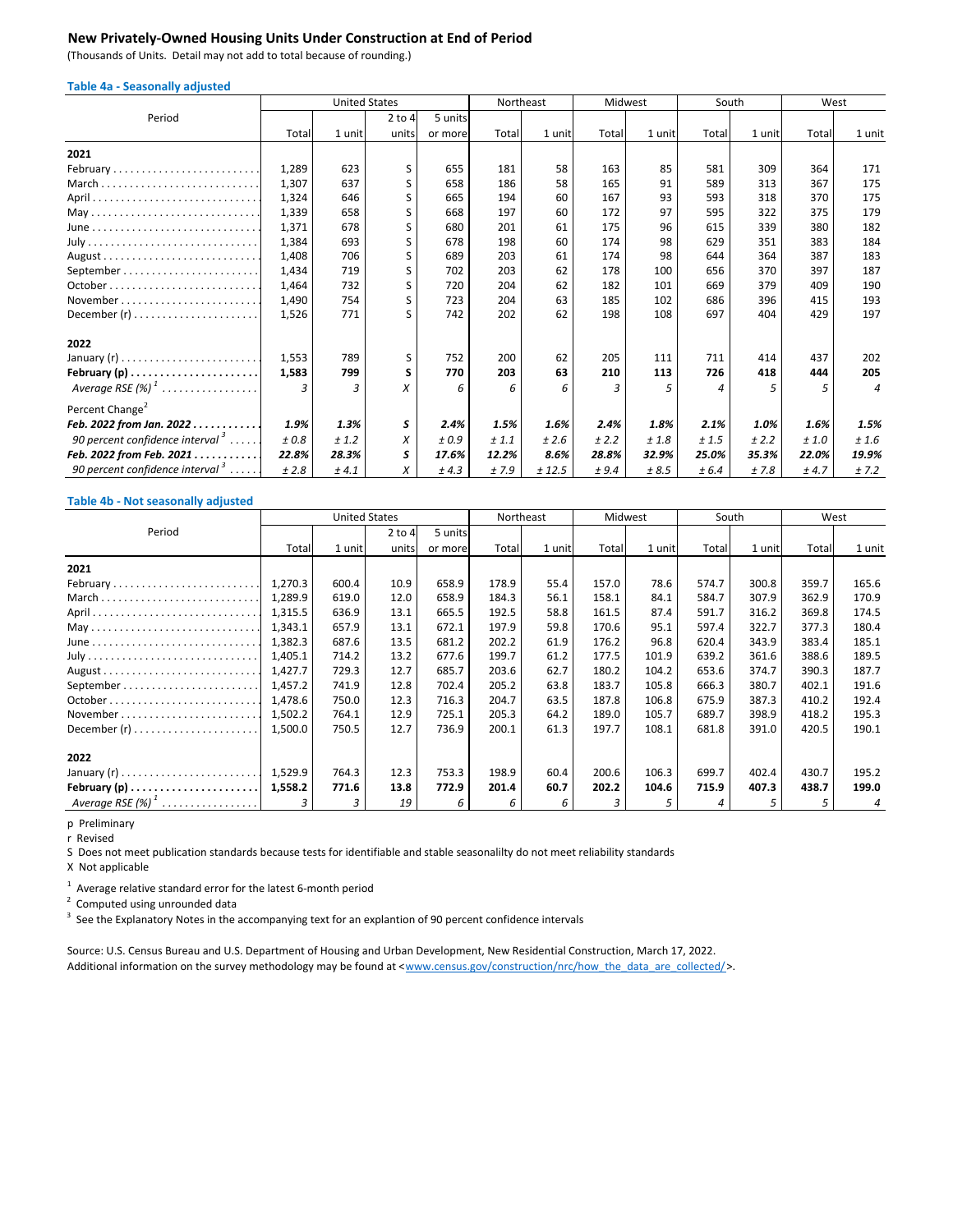## New Privately-Owned Housing Units Under Construction at End of Period

(Thousands of Units. Detail may not add to total because of rounding.)

### Table 4a - Seasonally adjusted

| Period | United States | | | | Northeast | | Midwest | | South | | West | |
|---|---|---|---|---|---|---|---|---|---|---|---|---|
| | Total | 1 unit | 2 to 4 units | 5 units or more | Total | 1 unit | Total | 1 unit | Total | 1 unit | Total | 1 unit |
| **2021** | | | | | | | | | | | | |
| February | 1,289 | 623 | S | 655 | 181 | 58 | 163 | 85 | 581 | 309 | 364 | 171 |
| March | 1,307 | 637 | S | 658 | 186 | 58 | 165 | 91 | 589 | 313 | 367 | 175 |
| April | 1,324 | 646 | S | 665 | 194 | 60 | 167 | 93 | 593 | 318 | 370 | 175 |
| May | 1,339 | 658 | S | 668 | 197 | 60 | 172 | 97 | 595 | 322 | 375 | 179 |
| June | 1,371 | 678 | S | 680 | 201 | 61 | 175 | 96 | 615 | 339 | 380 | 182 |
| July | 1,384 | 693 | S | 678 | 198 | 60 | 174 | 98 | 629 | 351 | 383 | 184 |
| August | 1,408 | 706 | S | 689 | 203 | 61 | 174 | 98 | 644 | 364 | 387 | 183 |
| September | 1,434 | 719 | S | 702 | 203 | 62 | 178 | 100 | 656 | 370 | 397 | 187 |
| October | 1,464 | 732 | S | 720 | 204 | 62 | 182 | 101 | 669 | 379 | 409 | 190 |
| November | 1,490 | 754 | S | 723 | 204 | 63 | 185 | 102 | 686 | 396 | 415 | 193 |
| December (r) | 1,526 | 771 | S | 742 | 202 | 62 | 198 | 108 | 697 | 404 | 429 | 197 |
| **2022** | | | | | | | | | | | | |
| January (r) | 1,553 | 789 | S | 752 | 200 | 62 | 205 | 111 | 711 | 414 | 437 | 202 |
| **February (p)** | **1,583** | **799** | **S** | **770** | **203** | **63** | **210** | **113** | **726** | **418** | **444** | **205** |
| *Average RSE (%)* [1] | *3* | *3* | *X* | *6* | *6* | *6* | *3* | *5* | *4* | *5* | *5* | *4* |
| Percent Change[2] | | | | | | | | | | | | |
| ***Feb. 2022 from Jan. 2022*** | ***1.9%*** | ***1.3%*** | ***S*** | ***2.4%*** | ***1.5%*** | ***1.6%*** | ***2.4%*** | ***1.8%*** | ***2.1%*** | ***1.0%*** | ***1.6%*** | ***1.5%*** |
| *90 percent confidence interval* [3] | *± 0.8* | *± 1.2* | *X* | *± 0.9* | *± 1.1* | *± 2.6* | *± 2.2* | *± 1.8* | *± 1.5* | *± 2.2* | *± 1.0* | *± 1.6* |
| ***Feb. 2022 from Feb. 2021*** | ***22.8%*** | ***28.3%*** | ***S*** | ***17.6%*** | ***12.2%*** | ***8.6%*** | ***28.8%*** | ***32.9%*** | ***25.0%*** | ***35.3%*** | ***22.0%*** | ***19.9%*** |
| *90 percent confidence interval* [3] | *± 2.8* | *± 4.1* | *X* | *± 4.3* | *± 7.9* | *± 12.5* | *± 9.4* | *± 8.5* | *± 6.4* | *± 7.8* | *± 4.7* | *± 7.2* |

### Table 4b - Not seasonally adjusted

| Period | United States | | | | Northeast | | Midwest | | South | | West | |
|---|---|---|---|---|---|---|---|---|---|---|---|---|
| | Total | 1 unit | 2 to 4 units | 5 units or more | Total | 1 unit | Total | 1 unit | Total | 1 unit | Total | 1 unit |
| **2021** | | | | | | | | | | | | |
| February | 1,270.3 | 600.4 | 10.9 | 658.9 | 178.9 | 55.4 | 157.0 | 78.6 | 574.7 | 300.8 | 359.7 | 165.6 |
| March | 1,289.9 | 619.0 | 12.0 | 658.9 | 184.3 | 56.1 | 158.1 | 84.1 | 584.7 | 307.9 | 362.9 | 170.9 |
| April | 1,315.5 | 636.9 | 13.1 | 665.5 | 192.5 | 58.8 | 161.5 | 87.4 | 591.7 | 316.2 | 369.8 | 174.5 |
| May | 1,343.1 | 657.9 | 13.1 | 672.1 | 197.9 | 59.8 | 170.6 | 95.1 | 597.4 | 322.7 | 377.3 | 180.4 |
| June | 1,382.3 | 687.6 | 13.5 | 681.2 | 202.2 | 61.9 | 176.2 | 96.8 | 620.4 | 343.9 | 383.4 | 185.1 |
| July | 1,405.1 | 714.2 | 13.2 | 677.6 | 199.7 | 61.2 | 177.5 | 101.9 | 639.2 | 361.6 | 388.6 | 189.5 |
| August | 1,427.7 | 729.3 | 12.7 | 685.7 | 203.6 | 62.7 | 180.2 | 104.2 | 653.6 | 374.7 | 390.3 | 187.7 |
| September | 1,457.2 | 741.9 | 12.8 | 702.4 | 205.2 | 63.8 | 183.7 | 105.8 | 666.3 | 380.7 | 402.1 | 191.6 |
| October | 1,478.6 | 750.0 | 12.3 | 716.3 | 204.7 | 63.5 | 187.8 | 106.8 | 675.9 | 387.3 | 410.2 | 192.4 |
| November | 1,502.2 | 764.1 | 12.9 | 725.1 | 205.3 | 64.2 | 189.0 | 105.7 | 689.7 | 398.9 | 418.2 | 195.3 |
| December (r) | 1,500.0 | 750.5 | 12.7 | 736.9 | 200.1 | 61.3 | 197.7 | 108.1 | 681.8 | 391.0 | 420.5 | 190.1 |
| **2022** | | | | | | | | | | | | |
| January (r) | 1,529.9 | 764.3 | 12.3 | 753.3 | 198.9 | 60.4 | 200.6 | 106.3 | 699.7 | 402.4 | 430.7 | 195.2 |
| **February (p)** | **1,558.2** | **771.6** | **13.8** | **772.9** | **201.4** | **60.7** | **202.2** | **104.6** | **715.9** | **407.3** | **438.7** | **199.0** |
| *Average RSE (%)* [1] | *3* | *3* | *19* | *6* | *6* | *6* | *3* | *5* | *4* | *5* | *5* | *4* |

p Preliminary
r Revised
S Does not meet publication standards because tests for identifiable and stable seasonalilty do not meet reliability standards
X Not applicable

[1] Average relative standard error for the latest 6-month period
[2] Computed using unrounded data
[3] See the Explanatory Notes in the accompanying text for an explantion of 90 percent confidence intervals

Source: U.S. Census Bureau and U.S. Department of Housing and Urban Development, New Residential Construction, March 17, 2022.
Additional information on the survey methodology may be found at <www.census.gov/construction/nrc/how_the_data_are_collected/>.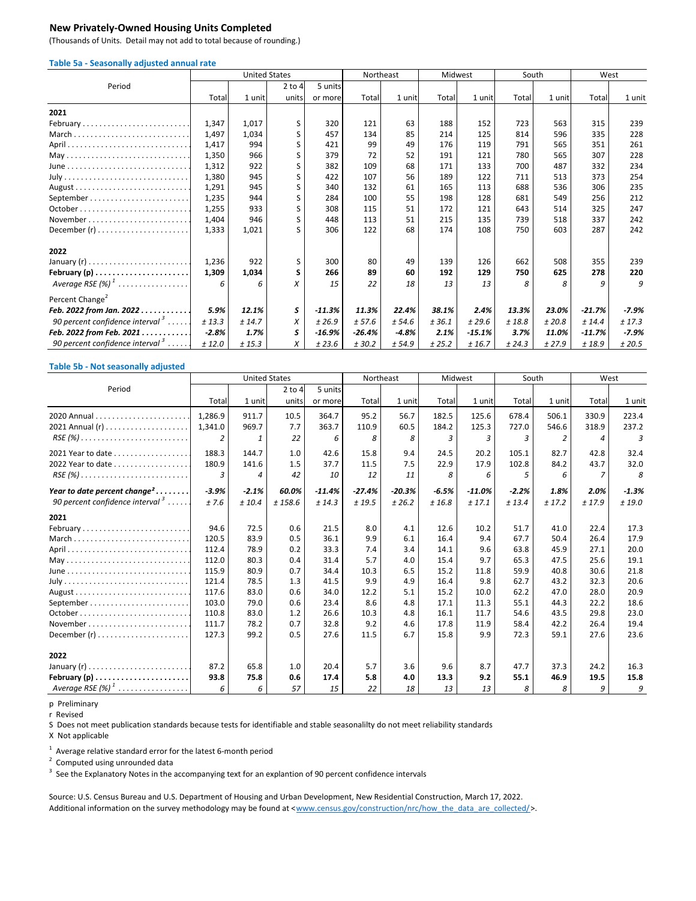## New Privately-Owned Housing Units Completed

(Thousands of Units. Detail may not add to total because of rounding.)

### Table 5a - Seasonally adjusted annual rate

| Period | United States | | | | Northeast | | Midwest | | South | | West | |
|---|---|---|---|---|---|---|---|---|---|---|---|---|
| | Total | 1 unit | 2 to 4 units | 5 units or more | Total | 1 unit | Total | 1 unit | Total | 1 unit | Total | 1 unit |
| **2021** | | | | | | | | | | | | |
| February | 1,347 | 1,017 | S | 320 | 121 | 63 | 188 | 152 | 723 | 563 | 315 | 239 |
| March | 1,497 | 1,034 | S | 457 | 134 | 85 | 214 | 125 | 814 | 596 | 335 | 228 |
| April | 1,417 | 994 | S | 421 | 99 | 49 | 176 | 119 | 791 | 565 | 351 | 261 |
| May | 1,350 | 966 | S | 379 | 72 | 52 | 191 | 121 | 780 | 565 | 307 | 228 |
| June | 1,312 | 922 | S | 382 | 109 | 68 | 171 | 133 | 700 | 487 | 332 | 234 |
| July | 1,380 | 945 | S | 422 | 107 | 56 | 189 | 122 | 711 | 513 | 373 | 254 |
| August | 1,291 | 945 | S | 340 | 132 | 61 | 165 | 113 | 688 | 536 | 306 | 235 |
| September | 1,235 | 944 | S | 284 | 100 | 55 | 198 | 128 | 681 | 549 | 256 | 212 |
| October | 1,255 | 933 | S | 308 | 115 | 51 | 172 | 121 | 643 | 514 | 325 | 247 |
| November | 1,404 | 946 | S | 448 | 113 | 51 | 215 | 135 | 739 | 518 | 337 | 242 |
| December (r) | 1,333 | 1,021 | S | 306 | 122 | 68 | 174 | 108 | 750 | 603 | 287 | 242 |
| **2022** | | | | | | | | | | | | |
| January (r) | 1,236 | 922 | S | 300 | 80 | 49 | 139 | 126 | 662 | 508 | 355 | 239 |
| **February (p)** | **1,309** | **1,034** | **S** | **266** | **89** | **60** | **192** | **129** | **750** | **625** | **278** | **220** |
| *Average RSE (%)* [1] | *6* | *6* | *X* | *15* | *22* | *18* | *13* | *13* | *8* | *8* | *9* | *9* |
| Percent Change[2] | | | | | | | | | | | | |
| ***Feb. 2022 from Jan. 2022*** | ***5.9%*** | ***12.1%*** | ***S*** | ***-11.3%*** | ***11.3%*** | ***22.4%*** | ***38.1%*** | ***2.4%*** | ***13.3%*** | ***23.0%*** | ***-21.7%*** | ***-7.9%*** |
| *90 percent confidence interval* [3] | *± 13.3* | *± 14.7* | *X* | *± 26.9* | *± 57.6* | *± 54.6* | *± 36.1* | *± 29.6* | *± 18.8* | *± 20.8* | *± 14.4* | *± 17.3* |
| ***Feb. 2022 from Feb. 2021*** | ***-2.8%*** | ***1.7%*** | ***S*** | ***-16.9%*** | ***-26.4%*** | ***-4.8%*** | ***2.1%*** | ***-15.1%*** | ***3.7%*** | ***11.0%*** | ***-11.7%*** | ***-7.9%*** |
| *90 percent confidence interval* [3] | *± 12.0* | *± 15.3* | *X* | *± 23.6* | *± 30.2* | *± 54.9* | *± 25.2* | *± 16.7* | *± 24.3* | *± 27.9* | *± 18.9* | *± 20.5* |

### Table 5b - Not seasonally adjusted

| Period | United States | | | | Northeast | | Midwest | | South | | West | |
|---|---|---|---|---|---|---|---|---|---|---|---|---|
| | Total | 1 unit | 2 to 4 units | 5 units or more | Total | 1 unit | Total | 1 unit | Total | 1 unit | Total | 1 unit |
| 2020 Annual | 1,286.9 | 911.7 | 10.5 | 364.7 | 95.2 | 56.7 | 182.5 | 125.6 | 678.4 | 506.1 | 330.9 | 223.4 |
| 2021 Annual (r) | 1,341.0 | 969.7 | 7.7 | 363.7 | 110.9 | 60.5 | 184.2 | 125.3 | 727.0 | 546.6 | 318.9 | 237.2 |
| *RSE (%)* | *2* | *1* | *22* | *6* | *8* | *8* | *3* | *3* | *3* | *2* | *4* | *3* |
| 2021 Year to date | 188.3 | 144.7 | 1.0 | 42.6 | 15.8 | 9.4 | 24.5 | 20.2 | 105.1 | 82.7 | 42.8 | 32.4 |
| 2022 Year to date | 180.9 | 141.6 | 1.5 | 37.7 | 11.5 | 7.5 | 22.9 | 17.9 | 102.8 | 84.2 | 43.7 | 32.0 |
| *RSE (%)* | *3* | *4* | *42* | *10* | *12* | *11* | *8* | *6* | *5* | *6* | *7* | *8* |
| ***Year to date percent change***[2] | ***-3.9%*** | ***-2.1%*** | ***60.0%*** | ***-11.4%*** | ***-27.4%*** | ***-20.3%*** | ***-6.5%*** | ***-11.0%*** | ***-2.2%*** | ***1.8%*** | ***2.0%*** | ***-1.3%*** |
| *90 percent confidence interval* [3] | *± 7.6* | *± 10.4* | *± 158.6* | *± 14.3* | *± 19.5* | *± 26.2* | *± 16.8* | *± 17.1* | *± 13.4* | *± 17.2* | *± 17.9* | *± 19.0* |
| **2021** | | | | | | | | | | | | |
| February | 94.6 | 72.5 | 0.6 | 21.5 | 8.0 | 4.1 | 12.6 | 10.2 | 51.7 | 41.0 | 22.4 | 17.3 |
| March | 120.5 | 83.9 | 0.5 | 36.1 | 9.9 | 6.1 | 16.4 | 9.4 | 67.7 | 50.4 | 26.4 | 17.9 |
| April | 112.4 | 78.9 | 0.2 | 33.3 | 7.4 | 3.4 | 14.1 | 9.6 | 63.8 | 45.9 | 27.1 | 20.0 |
| May | 112.0 | 80.3 | 0.4 | 31.4 | 5.7 | 4.0 | 15.4 | 9.7 | 65.3 | 47.5 | 25.6 | 19.1 |
| June | 115.9 | 80.9 | 0.7 | 34.4 | 10.3 | 6.5 | 15.2 | 11.8 | 59.9 | 40.8 | 30.6 | 21.8 |
| July | 121.4 | 78.5 | 1.3 | 41.5 | 9.9 | 4.9 | 16.4 | 9.8 | 62.7 | 43.2 | 32.3 | 20.6 |
| August | 117.6 | 83.0 | 0.6 | 34.0 | 12.2 | 5.1 | 15.2 | 10.0 | 62.2 | 47.0 | 28.0 | 20.9 |
| September | 103.0 | 79.0 | 0.6 | 23.4 | 8.6 | 4.8 | 17.1 | 11.3 | 55.1 | 44.3 | 22.2 | 18.6 |
| October | 110.8 | 83.0 | 1.2 | 26.6 | 10.3 | 4.8 | 16.1 | 11.7 | 54.6 | 43.5 | 29.8 | 23.0 |
| November | 111.7 | 78.2 | 0.7 | 32.8 | 9.2 | 4.6 | 17.8 | 11.9 | 58.4 | 42.2 | 26.4 | 19.4 |
| December (r) | 127.3 | 99.2 | 0.5 | 27.6 | 11.5 | 6.7 | 15.8 | 9.9 | 72.3 | 59.1 | 27.6 | 23.6 |
| **2022** | | | | | | | | | | | | |
| January (r) | 87.2 | 65.8 | 1.0 | 20.4 | 5.7 | 3.6 | 9.6 | 8.7 | 47.7 | 37.3 | 24.2 | 16.3 |
| **February (p)** | **93.8** | **75.8** | **0.6** | **17.4** | **5.8** | **4.0** | **13.3** | **9.2** | **55.1** | **46.9** | **19.5** | **15.8** |
| *Average RSE (%)* [1] | *6* | *6* | *57* | *15* | *22* | *18* | *13* | *13* | *8* | *8* | *9* | *9* |

p Preliminary
r Revised
S Does not meet publication standards because tests for identifiable and stable seasonalilty do not meet reliability standards
X Not applicable

[1] Average relative standard error for the latest 6-month period
[2] Computed using unrounded data
[3] See the Explanatory Notes in the accompanying text for an explantion of 90 percent confidence intervals

Source: U.S. Census Bureau and U.S. Department of Housing and Urban Development, New Residential Construction, March 17, 2022.
Additional information on the survey methodology may be found at <www.census.gov/construction/nrc/how_the_data_are_collected/>.